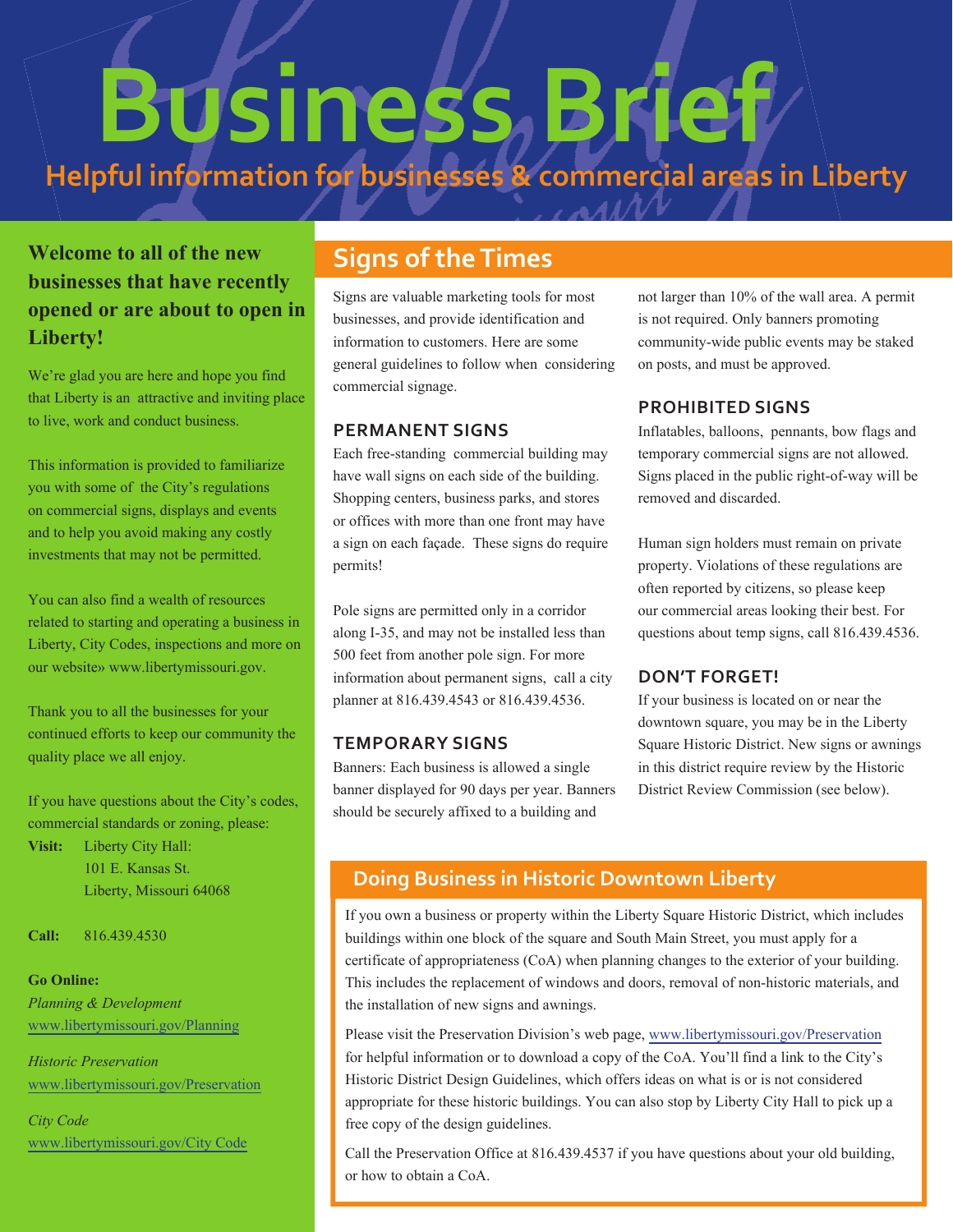# Business Brief

## Helpful information for businesses & commercial areas in Liberty

**Welcome to all of the new businesses that have recently opened or are about to open in Liberty!**

We're glad you are here and hope you find that Liberty is an attractive and inviting place to live, work and conduct business.

This information is provided to familiarize you with some of the City's regulations on commercial signs, displays and events and to help you avoid making any costly investments that may not be permitted.

You can also find a wealth of resources related to starting and operating a business in Liberty, City Codes, inspections and more on our website» www.libertymissouri.gov.

Thank you to all the businesses for your continued efforts to keep our community the quality place we all enjoy.

If you have questions about the City's codes, commercial standards or zoning, please:

**Visit:** Liberty City Hall:
101 E. Kansas St.
Liberty, Missouri 64068

**Call:** 816.439.4530

**Go Online:**

*Planning & Development*
www.libertymissouri.gov/Planning

*Historic Preservation*
www.libertymissouri.gov/Preservation

*City Code*
www.libertymissouri.gov/City Code

## Signs of the Times

Signs are valuable marketing tools for most businesses, and provide identification and information to customers. Here are some general guidelines to follow when considering commercial signage.

### PERMANENT SIGNS

Each free-standing commercial building may have wall signs on each side of the building. Shopping centers, business parks, and stores or offices with more than one front may have a sign on each façade. These signs do require permits!

Pole signs are permitted only in a corridor along I-35, and may not be installed less than 500 feet from another pole sign. For more information about permanent signs, call a city planner at 816.439.4543 or 816.439.4536.

### TEMPORARY SIGNS

Banners: Each business is allowed a single banner displayed for 90 days per year. Banners should be securely affixed to a building and not larger than 10% of the wall area. A permit is not required. Only banners promoting community-wide public events may be staked on posts, and must be approved.

### PROHIBITED SIGNS

Inflatables, balloons, pennants, bow flags and temporary commercial signs are not allowed. Signs placed in the public right-of-way will be removed and discarded.

Human sign holders must remain on private property. Violations of these regulations are often reported by citizens, so please keep our commercial areas looking their best. For questions about temp signs, call 816.439.4536.

### DON'T FORGET!

If your business is located on or near the downtown square, you may be in the Liberty Square Historic District. New signs or awnings in this district require review by the Historic District Review Commission (see below).

## Doing Business in Historic Downtown Liberty

If you own a business or property within the Liberty Square Historic District, which includes buildings within one block of the square and South Main Street, you must apply for a certificate of appropriateness (CoA) when planning changes to the exterior of your building. This includes the replacement of windows and doors, removal of non-historic materials, and the installation of new signs and awnings.

Please visit the Preservation Division's web page, www.libertymissouri.gov/Preservation for helpful information or to download a copy of the CoA. You'll find a link to the City's Historic District Design Guidelines, which offers ideas on what is or is not considered appropriate for these historic buildings. You can also stop by Liberty City Hall to pick up a free copy of the design guidelines.

Call the Preservation Office at 816.439.4537 if you have questions about your old building, or how to obtain a CoA.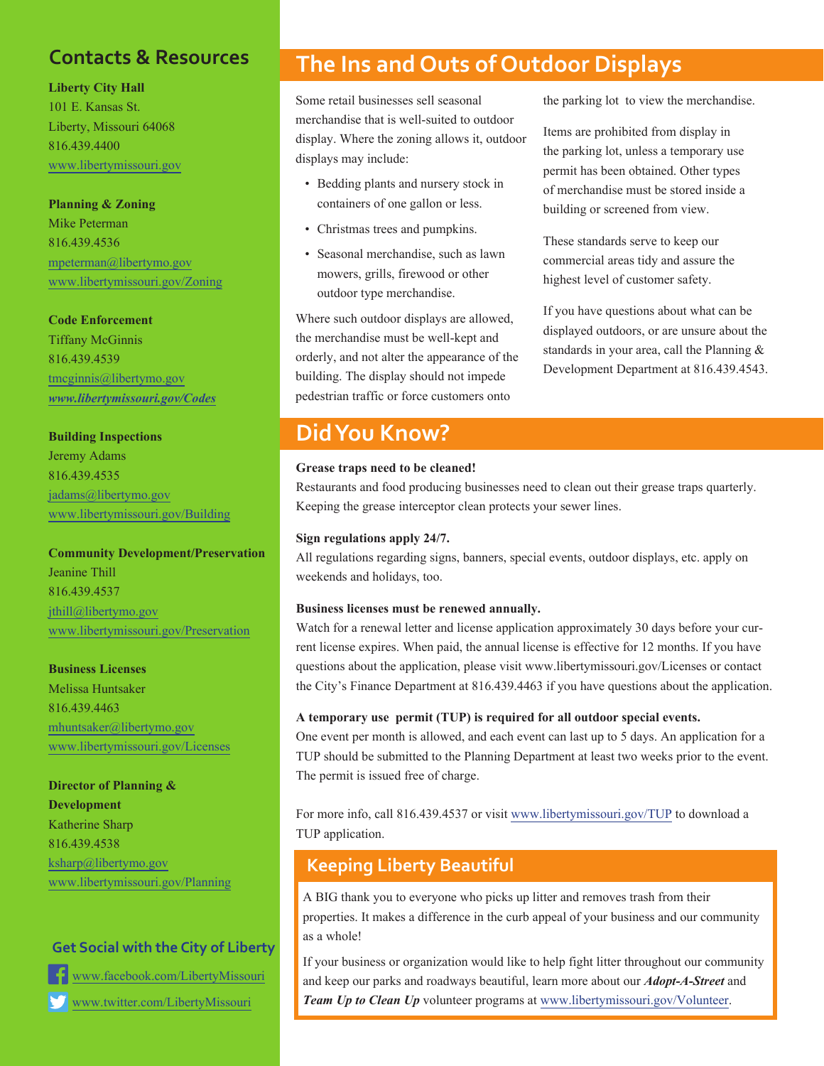## Contacts & Resources

**Liberty City Hall**
101 E. Kansas St.
Liberty, Missouri 64068
816.439.4400
www.libertymissouri.gov

**Planning & Zoning**
Mike Peterman
816.439.4536
mpeterman@libertymo.gov
www.libertymissouri.gov/Zoning

**Code Enforcement**
Tiffany McGinnis
816.439.4539
tmcginnis@libertymo.gov
***www.libertymissouri.gov/Codes***

**Building Inspections**
Jeremy Adams
816.439.4535
jadams@libertymo.gov
www.libertymissouri.gov/Building

**Community Development/Preservation**
Jeanine Thill
816.439.4537
jthill@libertymo.gov
www.libertymissouri.gov/Preservation

**Business Licenses**
Melissa Huntsaker
816.439.4463
mhuntsaker@libertymo.gov
www.libertymissouri.gov/Licenses

**Director of Planning & Development**
Katherine Sharp
816.439.4538
ksharp@libertymo.gov
www.libertymissouri.gov/Planning

### Get Social with the City of Liberty

www.facebook.com/LibertyMissouri
www.twitter.com/LibertyMissouri

## The Ins and Outs of Outdoor Displays

Some retail businesses sell seasonal merchandise that is well-suited to outdoor display. Where the zoning allows it, outdoor displays may include:

- Bedding plants and nursery stock in containers of one gallon or less.
- Christmas trees and pumpkins.
- Seasonal merchandise, such as lawn mowers, grills, firewood or other outdoor type merchandise.

Where such outdoor displays are allowed, the merchandise must be well-kept and orderly, and not alter the appearance of the building. The display should not impede pedestrian traffic or force customers onto the parking lot to view the merchandise.

Items are prohibited from display in the parking lot, unless a temporary use permit has been obtained. Other types of merchandise must be stored inside a building or screened from view.

These standards serve to keep our commercial areas tidy and assure the highest level of customer safety.

If you have questions about what can be displayed outdoors, or are unsure about the standards in your area, call the Planning & Development Department at 816.439.4543.

## Did You Know?

**Grease traps need to be cleaned!**
Restaurants and food producing businesses need to clean out their grease traps quarterly. Keeping the grease interceptor clean protects your sewer lines.

**Sign regulations apply 24/7.**
All regulations regarding signs, banners, special events, outdoor displays, etc. apply on weekends and holidays, too.

**Business licenses must be renewed annually.**
Watch for a renewal letter and license application approximately 30 days before your current license expires. When paid, the annual license is effective for 12 months. If you have questions about the application, please visit www.libertymissouri.gov/Licenses or contact the City's Finance Department at 816.439.4463 if you have questions about the application.

**A temporary use permit (TUP) is required for all outdoor special events.**
One event per month is allowed, and each event can last up to 5 days. An application for a TUP should be submitted to the Planning Department at least two weeks prior to the event. The permit is issued free of charge.

For more info, call 816.439.4537 or visit www.libertymissouri.gov/TUP to download a TUP application.

### Keeping Liberty Beautiful

A BIG thank you to everyone who picks up litter and removes trash from their properties. It makes a difference in the curb appeal of your business and our community as a whole!

If your business or organization would like to help fight litter throughout our community and keep our parks and roadways beautiful, learn more about our ***Adopt-A-Street*** and ***Team Up to Clean Up*** volunteer programs at www.libertymissouri.gov/Volunteer.